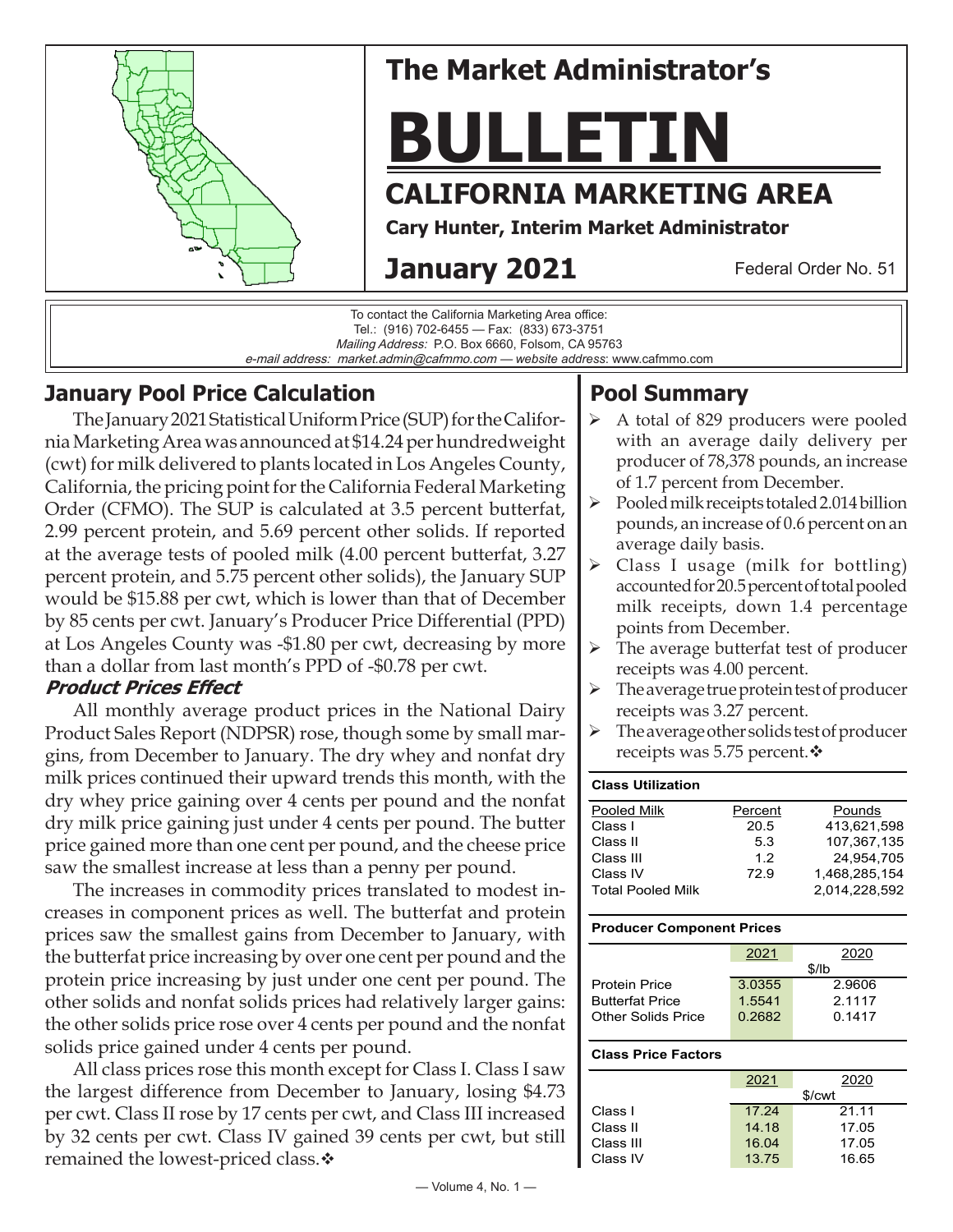# The Market Administrator's

# BULLETIN

## CALIFORNIA MARKETING AREA

**Cary Hunter, Interim Market Administrator**

**January 2021** — Federal Order No. 51

To contact the California Marketing Area office:
Tel.: (916) 702-6455 — Fax: (833) 673-3751
*Mailing Address:* P.O. Box 6660, Folsom, CA 95763
*e-mail address: market.admin@cafmmo.com* — *website address*: www.cafmmo.com

## January Pool Price Calculation

The January 2021 Statistical Uniform Price (SUP) for the California Marketing Area was announced at $14.24 per hundredweight (cwt) for milk delivered to plants located in Los Angeles County, California, the pricing point for the California Federal Marketing Order (CFMO). The SUP is calculated at 3.5 percent butterfat, 2.99 percent protein, and 5.69 percent other solids. If reported at the average tests of pooled milk (4.00 percent butterfat, 3.27 percent protein, and 5.75 percent other solids), the January SUP would be $15.88 per cwt, which is lower than that of December by 85 cents per cwt. January's Producer Price Differential (PPD) at Los Angeles County was -$1.80 per cwt, decreasing by more than a dollar from last month's PPD of -$0.78 per cwt.

### *Product Prices Effect*

All monthly average product prices in the National Dairy Product Sales Report (NDPSR) rose, though some by small margins, from December to January. The dry whey and nonfat dry milk prices continued their upward trends this month, with the dry whey price gaining over 4 cents per pound and the nonfat dry milk price gaining just under 4 cents per pound. The butter price gained more than one cent per pound, and the cheese price saw the smallest increase at less than a penny per pound.

The increases in commodity prices translated to modest increases in component prices as well. The butterfat and protein prices saw the smallest gains from December to January, with the butterfat price increasing by over one cent per pound and the protein price increasing by just under one cent per pound. The other solids and nonfat solids prices had relatively larger gains: the other solids price rose over 4 cents per pound and the nonfat solids price gained under 4 cents per pound.

All class prices rose this month except for Class I. Class I saw the largest difference from December to January, losing $4.73 per cwt. Class II rose by 17 cents per cwt, and Class III increased by 32 cents per cwt. Class IV gained 39 cents per cwt, but still remained the lowest-priced class.❖

## Pool Summary

- A total of 829 producers were pooled with an average daily delivery per producer of 78,378 pounds, an increase of 1.7 percent from December.
- Pooled milk receipts totaled 2.014 billion pounds, an increase of 0.6 percent on an average daily basis.
- Class I usage (milk for bottling) accounted for 20.5 percent of total pooled milk receipts, down 1.4 percentage points from December.
- The average butterfat test of producer receipts was 4.00 percent.
- The average true protein test of producer receipts was 3.27 percent.
- The average other solids test of producer receipts was 5.75 percent.❖

**Class Utilization**

| Pooled Milk | Percent | Pounds |
|---|---|---|
| Class I | 20.5 | 413,621,598 |
| Class II | 5.3 | 107,367,135 |
| Class III | 1.2 | 24,954,705 |
| Class IV | 72.9 | 1,468,285,154 |
| Total Pooled Milk | | 2,014,228,592 |

**Producer Component Prices**

| | 2021 | 2020 |
|---|---|---|
| | $/lb | |
| Protein Price | 3.0355 | 2.9606 |
| Butterfat Price | 1.5541 | 2.1117 |
| Other Solids Price | 0.2682 | 0.1417 |

**Class Price Factors**

| | 2021 | 2020 |
|---|---|---|
| | $/cwt | |
| Class I | 17.24 | 21.11 |
| Class II | 14.18 | 17.05 |
| Class III | 16.04 | 17.05 |
| Class IV | 13.75 | 16.65 |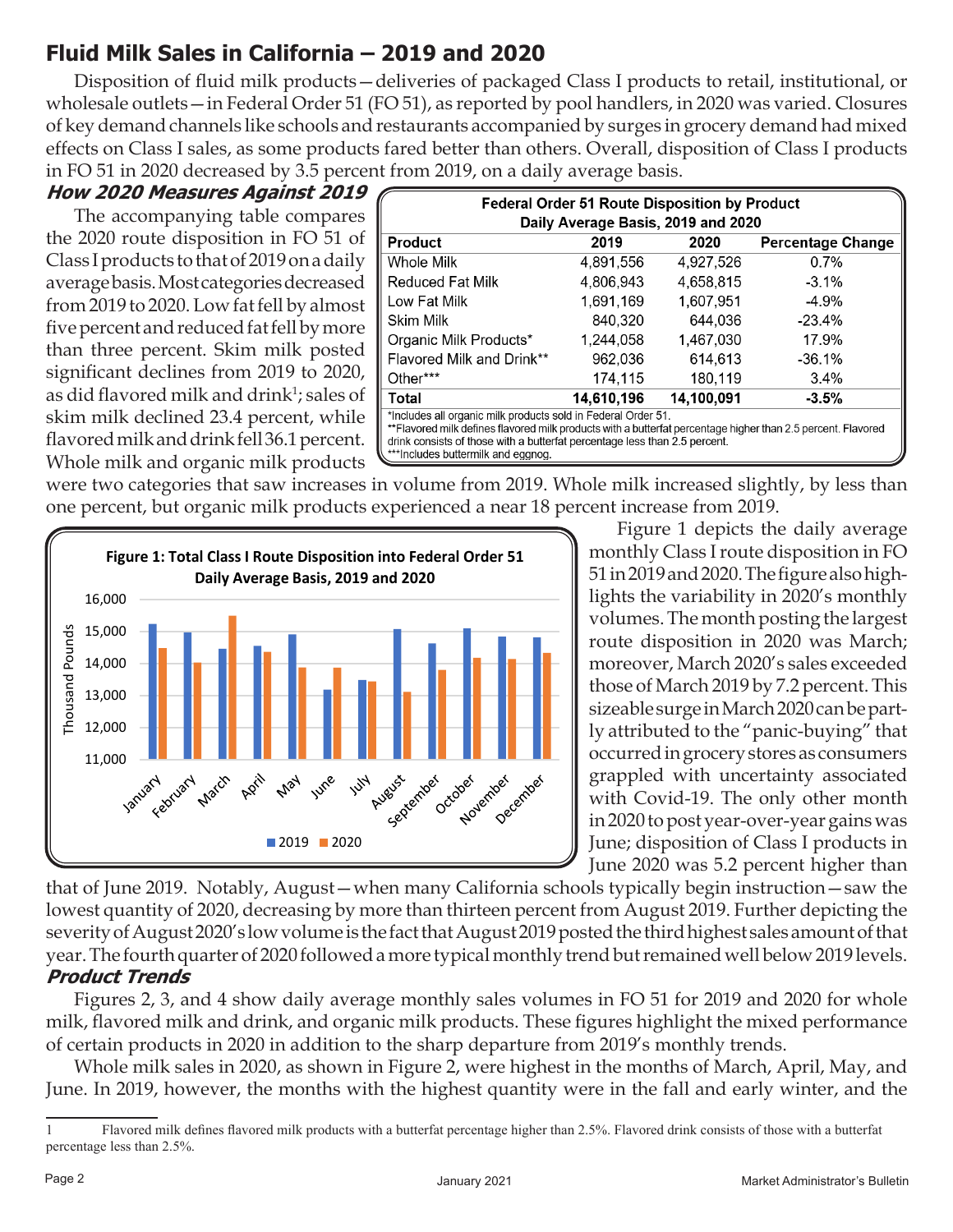## Fluid Milk Sales in California – 2019 and 2020

Disposition of fluid milk products—deliveries of packaged Class I products to retail, institutional, or wholesale outlets—in Federal Order 51 (FO 51), as reported by pool handlers, in 2020 was varied. Closures of key demand channels like schools and restaurants accompanied by surges in grocery demand had mixed effects on Class I sales, as some products fared better than others. Overall, disposition of Class I products in FO 51 in 2020 decreased by 3.5 percent from 2019, on a daily average basis.

### *How 2020 Measures Against 2019*

The accompanying table compares the 2020 route disposition in FO 51 of Class I products to that of 2019 on a daily average basis. Most categories decreased from 2019 to 2020. Low fat fell by almost five percent and reduced fat fell by more than three percent. Skim milk posted significant declines from 2019 to 2020, as did flavored milk and drink[1]; sales of skim milk declined 23.4 percent, while flavored milk and drink fell 36.1 percent. Whole milk and organic milk products were two categories that saw increases in volume from 2019. Whole milk increased slightly, by less than one percent, but organic milk products experienced a near 18 percent increase from 2019.

**Federal Order 51 Route Disposition by Product**
**Daily Average Basis, 2019 and 2020**

| Product | 2019 | 2020 | Percentage Change |
|---|---|---|---|
| Whole Milk | 4,891,556 | 4,927,526 | 0.7% |
| Reduced Fat Milk | 4,806,943 | 4,658,815 | -3.1% |
| Low Fat Milk | 1,691,169 | 1,607,951 | -4.9% |
| Skim Milk | 840,320 | 644,036 | -23.4% |
| Organic Milk Products* | 1,244,058 | 1,467,030 | 17.9% |
| Flavored Milk and Drink** | 962,036 | 614,613 | -36.1% |
| Other*** | 174,115 | 180,119 | 3.4% |
| **Total** | **14,610,196** | **14,100,091** | **-3.5%** |

*Includes all organic milk products sold in Federal Order 51.
**Flavored milk defines flavored milk products with a butterfat percentage higher than 2.5 percent. Flavored drink consists of those with a butterfat percentage less than 2.5 percent.
***Includes buttermilk and eggnog.

**Figure 1: Total Class I Route Disposition into Federal Order 51 Daily Average Basis, 2019 and 2020**

Figure 1 depicts the daily average monthly Class I route disposition in FO 51 in 2019 and 2020. The figure also highlights the variability in 2020's monthly volumes. The month posting the largest route disposition in 2020 was March; moreover, March 2020's sales exceeded those of March 2019 by 7.2 percent. This sizeable surge in March 2020 can be partly attributed to the "panic-buying" that occurred in grocery stores as consumers grappled with uncertainty associated with Covid-19. The only other month in 2020 to post year-over-year gains was June; disposition of Class I products in June 2020 was 5.2 percent higher than that of June 2019. Notably, August—when many California schools typically begin instruction—saw the lowest quantity of 2020, decreasing by more than thirteen percent from August 2019. Further depicting the severity of August 2020's low volume is the fact that August 2019 posted the third highest sales amount of that year. The fourth quarter of 2020 followed a more typical monthly trend but remained well below 2019 levels.

### *Product Trends*

Figures 2, 3, and 4 show daily average monthly sales volumes in FO 51 for 2019 and 2020 for whole milk, flavored milk and drink, and organic milk products. These figures highlight the mixed performance of certain products in 2020 in addition to the sharp departure from 2019's monthly trends.

Whole milk sales in 2020, as shown in Figure 2, were highest in the months of March, April, May, and June. In 2019, however, the months with the highest quantity were in the fall and early winter, and the

[1] Flavored milk defines flavored milk products with a butterfat percentage higher than 2.5%. Flavored drink consists of those with a butterfat percentage less than 2.5%.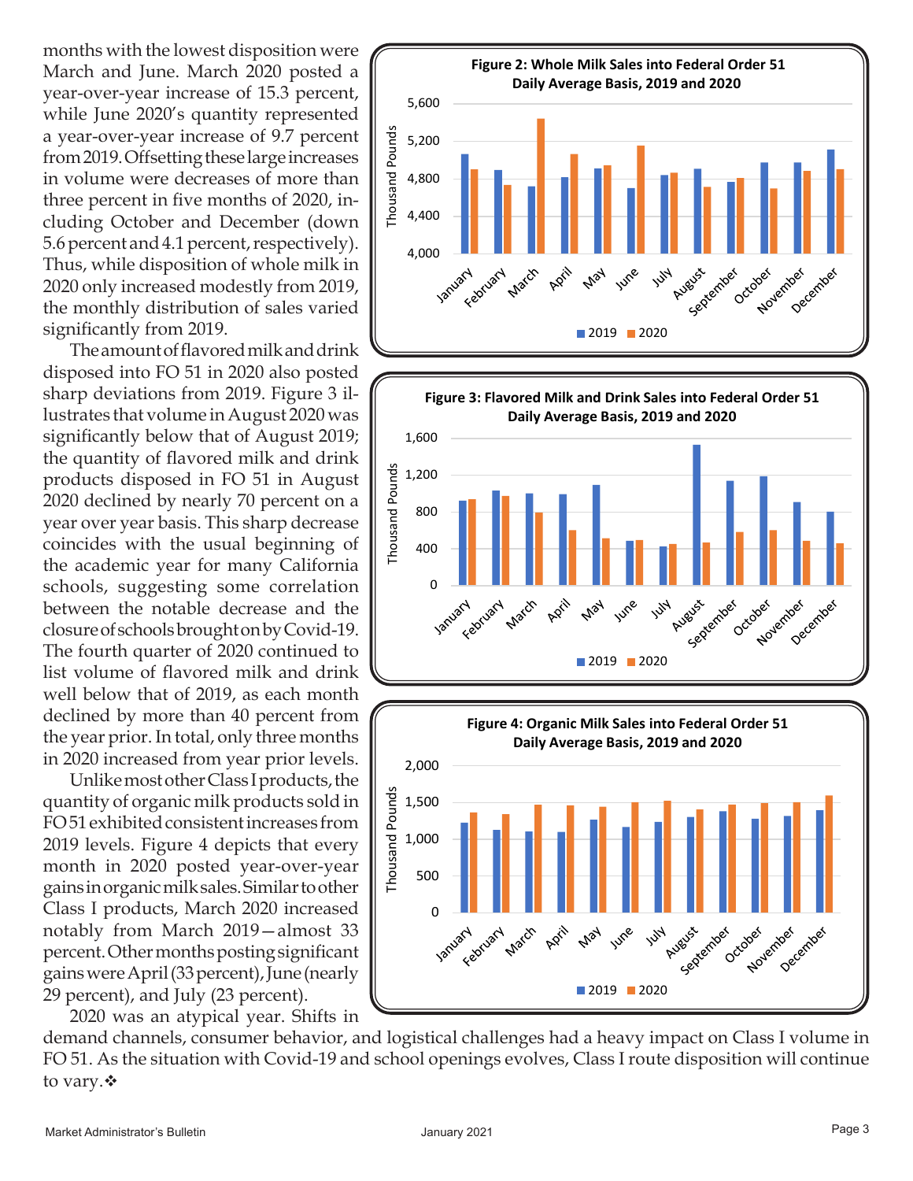months with the lowest disposition were March and June. March 2020 posted a year-over-year increase of 15.3 percent, while June 2020's quantity represented a year-over-year increase of 9.7 percent from 2019. Offsetting these large increases in volume were decreases of more than three percent in five months of 2020, including October and December (down 5.6 percent and 4.1 percent, respectively). Thus, while disposition of whole milk in 2020 only increased modestly from 2019, the monthly distribution of sales varied significantly from 2019.

The amount of flavored milk and drink disposed into FO 51 in 2020 also posted sharp deviations from 2019. Figure 3 illustrates that volume in August 2020 was significantly below that of August 2019; the quantity of flavored milk and drink products disposed in FO 51 in August 2020 declined by nearly 70 percent on a year over year basis. This sharp decrease coincides with the usual beginning of the academic year for many California schools, suggesting some correlation between the notable decrease and the closure of schools brought on by Covid-19. The fourth quarter of 2020 continued to list volume of flavored milk and drink well below that of 2019, as each month declined by more than 40 percent from the year prior. In total, only three months in 2020 increased from year prior levels.

Unlike most other Class I products, the quantity of organic milk products sold in FO 51 exhibited consistent increases from 2019 levels. Figure 4 depicts that every month in 2020 posted year-over-year gains in organic milk sales. Similar to other Class I products, March 2020 increased notably from March 2019—almost 33 percent. Other months posting significant gains were April (33 percent), June (nearly 29 percent), and July (23 percent).

2020 was an atypical year. Shifts in demand channels, consumer behavior, and logistical challenges had a heavy impact on Class I volume in FO 51. As the situation with Covid-19 and school openings evolves, Class I route disposition will continue to vary. ❖

**Figure 2: Whole Milk Sales into Federal Order 51**
**Daily Average Basis, 2019 and 2020**

**Figure 3: Flavored Milk and Drink Sales into Federal Order 51**
**Daily Average Basis, 2019 and 2020**

**Figure 4: Organic Milk Sales into Federal Order 51**
**Daily Average Basis, 2019 and 2020**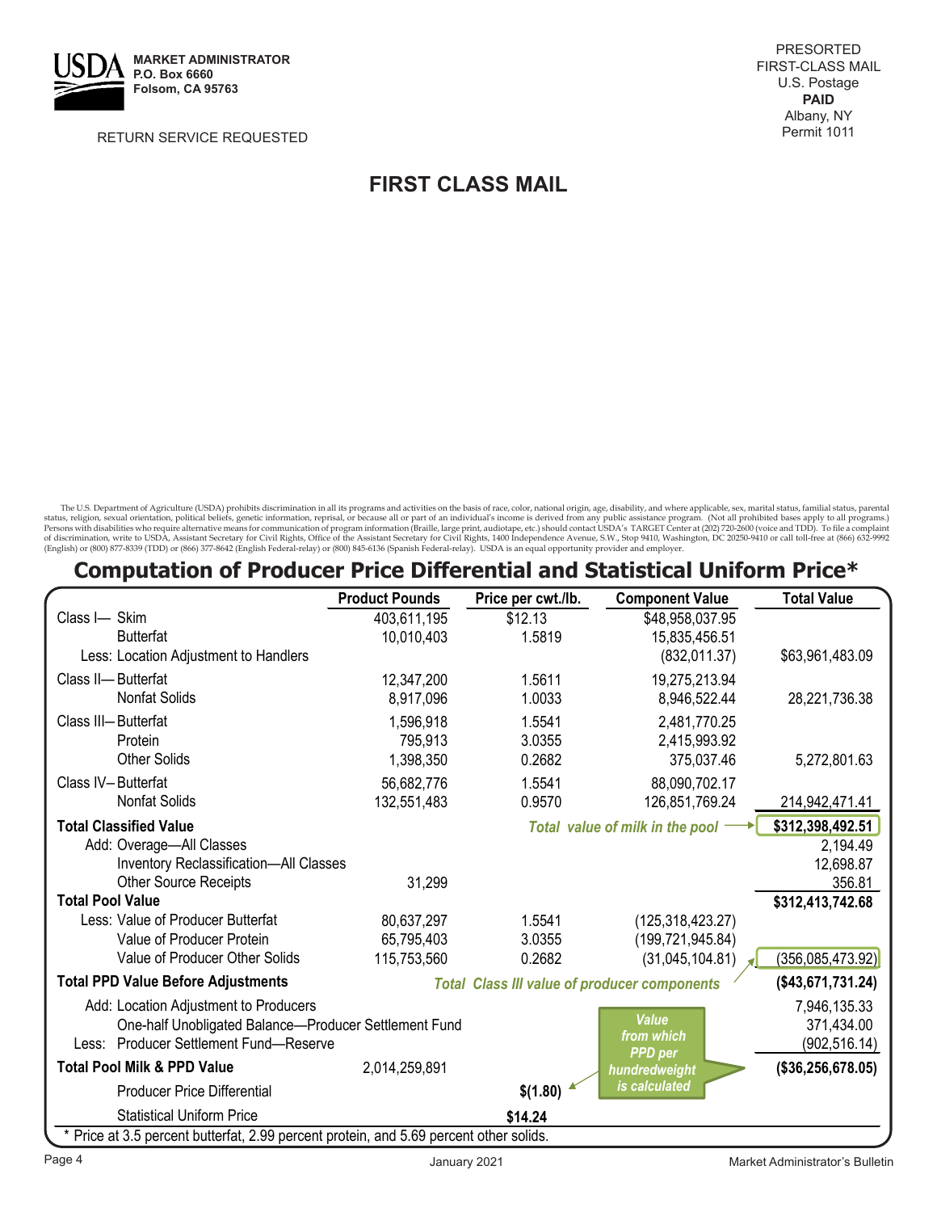**MARKET ADMINISTRATOR**
**P.O. Box 6660**
**Folsom, CA 95763**

RETURN SERVICE REQUESTED

PRESORTED
FIRST-CLASS MAIL
U.S. Postage
**PAID**
Albany, NY
Permit 1011

## FIRST CLASS MAIL

The U.S. Department of Agriculture (USDA) prohibits discrimination in all its programs and activities on the basis of race, color, national origin, age, disability, and where applicable, sex, marital status, familial status, parental status, religion, sexual orientation, political beliefs, genetic information, reprisal, or because all or part of an individual's income is derived from any public assistance program. (Not all prohibited bases apply to all programs.) Persons with disabilities who require alternative means for communication of program information (Braille, large print, audiotape, etc.) should contact USDA's TARGET Center at (202) 720-2600 (voice and TDD). To file a complaint of discrimination, write to USDA, Assistant Secretary for Civil Rights, Office of the Assistant Secretary for Civil Rights, 1400 Independence Avenue, S.W., Stop 9410, Washington, DC 20250-9410 or call toll-free at (866) 632-9992 (English) or (800) 877-8339 (TDD) or (866) 377-8642 (English Federal-relay) or (800) 845-6136 (Spanish Federal-relay). USDA is an equal opportunity provider and employer.

# Computation of Producer Price Differential and Statistical Uniform Price*

| | Product Pounds | Price per cwt./lb. | Component Value | Total Value |
|---|---|---|---|---|
| Class I— Skim | 403,611,195 | $12.13 | $48,958,037.95 | |
| Butterfat | 10,010,403 | 1.5819 | 15,835,456.51 | |
| Less: Location Adjustment to Handlers | | | (832,011.37) | $63,961,483.09 |
| Class II— Butterfat | 12,347,200 | 1.5611 | 19,275,213.94 | |
| Nonfat Solids | 8,917,096 | 1.0033 | 8,946,522.44 | 28,221,736.38 |
| Class III— Butterfat | 1,596,918 | 1.5541 | 2,481,770.25 | |
| Protein | 795,913 | 3.0355 | 2,415,993.92 | |
| Other Solids | 1,398,350 | 0.2682 | 375,037.46 | 5,272,801.63 |
| Class IV— Butterfat | 56,682,776 | 1.5541 | 88,090,702.17 | |
| Nonfat Solids | 132,551,483 | 0.9570 | 126,851,769.24 | 214,942,471.41 |
| **Total Classified Value** | | | *Total value of milk in the pool* | **$312,398,492.51** |
| Add: Overage—All Classes | | | | 2,194.49 |
| Inventory Reclassification—All Classes | | | | 12,698.87 |
| Other Source Receipts | 31,299 | | | 356.81 |
| **Total Pool Value** | | | | **$312,413,742.68** |
| Less: Value of Producer Butterfat | 80,637,297 | 1.5541 | (125,318,423.27) | |
| Value of Producer Protein | 65,795,403 | 3.0355 | (199,721,945.84) | |
| Value of Producer Other Solids | 115,753,560 | 0.2682 | (31,045,104.81) | (356,085,473.92) |
| **Total PPD Value Before Adjustments** | | *Total Class III value of producer components* | | **($43,671,731.24)** |
| Add: Location Adjustment to Producers | | | | 7,946,135.33 |
| One-half Unobligated Balance—Producer Settlement Fund | | | | 371,434.00 |
| Less: Producer Settlement Fund—Reserve | | | | (902,516.14) |
| **Total Pool Milk & PPD Value** | 2,014,259,891 | | *Value from which PPD per hundredweight is calculated* | **($36,256,678.05)** |
| Producer Price Differential | | **$(1.80)** | | |
| Statistical Uniform Price | | **$14.24** | | |

\* Price at 3.5 percent butterfat, 2.99 percent protein, and 5.69 percent other solids.